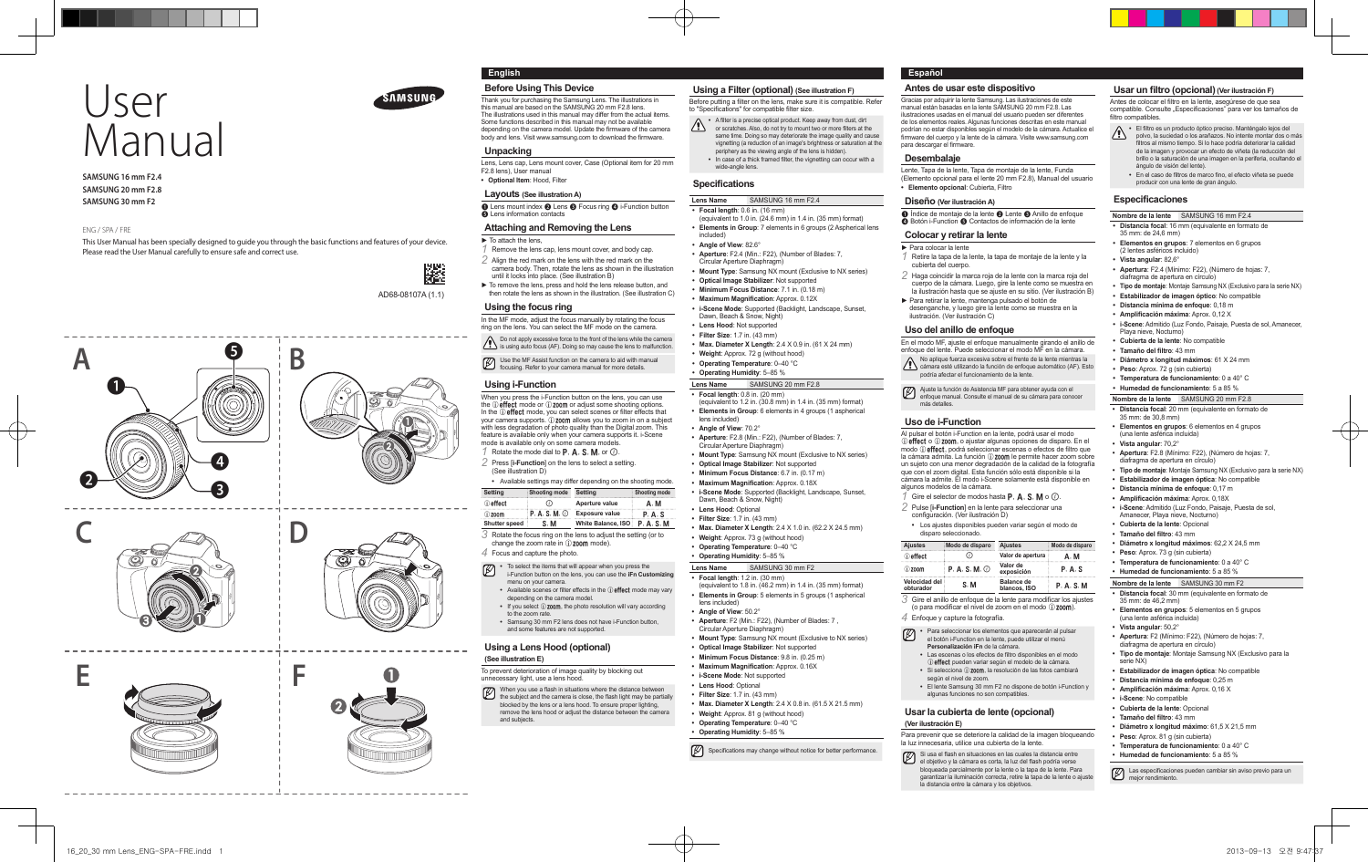# User Manual

SAMSUNG 16 mm F2.4
SAMSUNG 20 mm F2.8
SAMSUNG 30 mm F2

ENG / SPA / FRE

This User Manual has been specially designed to guide you through the basic functions and features of your device. Please read the User Manual carefully to ensure safe and correct use.

AD68-08107A (1.1)

A B C D E F

## English

### Before Using This Device

Thank you for purchasing the Samsung Lens. The illustrations in this manual are based on the SAMSUNG 20 mm F2.8 lens. The illustrations used in this manual may differ from the actual items. Some functions described in this manual may not be available depending on the camera model. Update the firmware of the camera body and lens. Visit www.samsung.com to download the firmware.

### Unpacking

Lens, Lens cap, Lens mount cover, Case (Optional item for 20 mm F2.8 lens), User manual

- **Optional Item**: Hood, Filter

### Layouts (See illustration A)

❶ Lens mount index ❷ Lens ❸ Focus ring ❹ i-Function button ❺ Lens information contacts

### Attaching and Removing the Lens

► To attach the lens,

1. Remove the lens cap, lens mount cover, and body cap.
2. Align the red mark on the lens with the red mark on the camera body. Then, rotate the lens as shown in the illustration until it locks into place. (See illustration B)

► To remove the lens, press and hold the lens release button, and then rotate the lens as shown in the illustration. (See illustration C)

### Using the focus ring

In the MF mode, adjust the focus manually by rotating the focus ring on the lens. You can select the MF mode on the camera.

Do not apply excessive force to the front of the lens while the camera is using auto focus (AF). Doing so may cause the lens to malfunction.

Use the MF Assist function on the camera to aid with manual focusing. Refer to your camera manual for more details.

### Using i-Function

When you press the i-Function button on the lens, you can use the ⓘ effect mode or ⓘ zoom or adjust some shooting options. In the ⓘ effect mode, you can select scenes or filter effects that your camera supports. ⓘ zoom allows you to zoom in on a subject with less degradation of photo quality than the Digital zoom. This feature is available only when your camera supports it. i-Scene mode is available only on some camera models.

1. Rotate the mode dial to **P**, **A**, **S**, **M**, or ⓘ.
2. Press [**i-Function**] on the lens to select a setting. (See illustration D)
   - Available settings may differ depending on the shooting mode.

| Setting | Shooting mode | Setting | Shooting mode |
|---|---|---|---|
| ⓘ effect | ⓘ | Aperture value | A, M |
| ⓘ zoom | P, A, S, M, ⓘ | Exposure value | P, A, S |
| Shutter speed | S, M | White Balance, ISO | P, A, S, M |

3. Rotate the focus ring on the lens to adjust the setting (or to change the zoom rate in ⓘ zoom mode).
4. Focus and capture the photo.

- To select the items that will appear when you press the i-Function button on the lens, you can use the **iFn Customizing** menu on your camera.
- Available scenes or filter effects in the ⓘ effect mode may vary depending on the camera model.
- If you select ⓘ zoom, the photo resolution will vary according to the zoom rate.
- Samsung 30 mm F2 lens does not have i-Function button, and some features are not supported.

### Using a Lens Hood (optional) (See illustration E)

To prevent deterioration of image quality by blocking out unnecessary light, use a lens hood.

When you use a flash in situations where the distance between the subject and the camera is close, the flash light may be partially blocked by the lens or a lens hood. To ensure proper lighting, remove the lens hood or adjust the distance between the camera and subjects.

### Using a Filter (optional) (See illustration F)

Before putting a filter on the lens, make sure it is compatible. Refer to "Specifications" for compatible filter size.

- A filter is a precise optical product. Keep away from dust, dirt or scratches. Also, do not try to mount two or more filters at the same time. Doing so may deteriorate the image quality and cause vignetting (a reduction of an image's brightness or saturation at the periphery as the viewing angle of the lens is hidden).
- In case of a thick framed filter, the vignetting can occur with a wide-angle lens.

### Specifications

| Lens Name | SAMSUNG 16 mm F2.4 |
|---|---|

- **Focal length**: 0.6 in. (16 mm) (equivalent to 1.0 in. (24.6 mm) in 1.4 in. (35 mm) format)
- **Elements in Group**: 7 elements in 6 groups (2 Aspherical lens included)
- **Angle of View**: 82.6°
- **Aperture**: F2.4 (Min.: F22), (Number of Blades: 7, Circular Aperture Diaphragm)
- **Mount Type**: Samsung NX mount (Exclusive to NX series)
- **Optical Image Stabilizer**: Not supported
- **Minimum Focus Distance**: 7.1 in. (0.18 m)
- **Maximum Magnification**: Approx. 0.12X
- **i-Scene Mode**: Supported (Backlight, Landscape, Sunset, Dawn, Beach & Snow, Night)
- **Lens Hood**: Not supported
- **Filter Size**: 1.7 in. (43 mm)
- **Max. Diameter X Length**: 2.4 X 0.9 in. (61 X 24 mm)
- **Weight**: Approx. 72 g (without hood)
- **Operating Temperature**: 0–40 °C
- **Operating Humidity**: 5–85 %

| Lens Name | SAMSUNG 20 mm F2.8 |
|---|---|

- **Focal length**: 0.8 in. (20 mm) (equivalent to 1.2 in. (30.8 mm) in 1.4 in. (35 mm) format)
- **Elements in Group**: 6 elements in 4 groups (1 aspherical lens included)
- **Angle of View**: 70.2°
- **Aperture**: F2.8 (Min.: F22), (Number of Blades: 7, Circular Aperture Diaphragm)
- **Mount Type**: Samsung NX mount (Exclusive to NX series)
- **Optical Image Stabilizer**: Not supported
- **Minimum Focus Distance**: 6.7 in. (0.17 m)
- **Maximum Magnification**: Approx. 0.18X
- **i-Scene Mode**: Supported (Backlight, Landscape, Sunset, Dawn, Beach & Snow, Night)
- **Lens Hood**: Optional
- **Filter Size**: 1.7 in. (43 mm)
- **Max. Diameter X Length**: 2.4 X 1.0 in. (62.2 X 24.5 mm)
- **Weight**: Approx. 73 g (without hood)
- **Operating Temperature**: 0–40 °C
- **Operating Humidity**: 5–85 %

| Lens Name | SAMSUNG 30 mm F2 |
|---|---|

- **Focal length**: 1.2 in. (30 mm) (equivalent to 1.8 in. (46.2 mm) in 1.4 in. (35 mm) format)
- **Elements in Group**: 5 elements in 5 groups (1 aspherical lens included)
- **Angle of View**: 50.2°
- **Aperture**: F2 (Min.: F22), (Number of Blades: 7, Circular Aperture Diaphragm)
- **Mount Type**: Samsung NX mount (Exclusive to NX series)
- **Optical Image Stabilizer**: Not supported
- **Minimum Focus Distance**: 9.8 in. (0.25 m)
- **Maximum Magnification**: Approx. 0.16X
- **i-Scene Mode**: Not supported
- **Lens Hood**: Optional
- **Filter Size**: 1.7 in. (43 mm)
- **Max. Diameter X Length**: 2.4 X 0.8 in. (61.5 X 21.5 mm)
- **Weight**: Approx. 81 g (without hood)
- **Operating Temperature**: 0–40 °C
- **Operating Humidity**: 5–85 %

Specifications may change without notice for better performance.

## Español

### Antes de usar este dispositivo

Gracias por adquirir la lente Samsung. Las ilustraciones de este manual están basadas en la lente SAMSUNG 20 mm F2.8. Las ilustraciones usadas en el manual del usuario pueden ser diferentes de los elementos reales. Algunas funciones descritas en este manual podrían no estar disponibles según el modelo de la cámara. Actualice el firmware del cuerpo y la lente de la cámara. Visite www.samsung.com para descargar el firmware.

### Desembalaje

Lente, Tapa de la lente, Tapa de montaje de la lente, Funda (Elemento opcional para el lente 20 mm F2.8), Manual del usuario

- **Elemento opcional**: Cubierta, Filtro

### Diseño (Ver ilustración A)

❶ Índice de montaje de la lente ❷ Lente ❸ Anillo de enfoque ❹ Botón i-Function ❺ Contactos de información de la lente

### Colocar y retirar la lente

► Para colocar la lente

1. Retire la tapa de la lente, la tapa de montaje de la lente y la cubierta del cuerpo.
2. Haga coincidir la marca roja de la lente con la marca roja del cuerpo de la cámara. Luego, gire la lente como se muestra en la ilustración hasta que se ajuste en su sitio. (Ver ilustración B)

► Para retirar la lente, mantenga pulsado el botón de desenganche, y luego gire la lente como se muestra en la ilustración. (Ver ilustración C)

### Uso del anillo de enfoque

En el modo MF, ajuste el enfoque manualmente girando el anillo de enfoque del lente. Puede seleccionar el modo MF en la cámara.

No aplique fuerza excesiva sobre el frente de la lente mientras la cámara esté utilizando la función de enfoque automático (AF). Esto podría afectar el funcionamiento de la lente.

Ajuste la función de Asistencia MF para obtener ayuda con el enfoque manual. Consulte el manual de su cámara para conocer más detalles.

### Uso de i-Function

Al pulsar el botón i-Function en la lente, podrá usar el modo ⓘ effect o ⓘ zoom, o ajustar algunas opciones de disparo. En el modo ⓘ effect, podrá seleccionar escenas o efectos de filtro que la cámara admita. La función ⓘ zoom le permite hacer zoom sobre un sujeto con una menor degradación de la calidad de la fotografía que con el zoom digital. Esta función sólo está disponible si la cámara la admite. El modo i-Scene solamente está disponible en algunos modelos de la cámara.

1. Gire el selector de modos hasta **P**, **A**, **S**, **M** o ⓘ.
2. Pulse [**i-Function**] en la lente para seleccionar una configuración. (Ver ilustración D)
   - Los ajustes disponibles pueden variar según el modo de disparo seleccionado.

| Ajustes | Modo de disparo | Ajustes | Modo de disparo |
|---|---|---|---|
| ⓘ effect | ⓘ | Valor de apertura | A, M |
| ⓘ zoom | P, A, S, M, ⓘ | Valor de exposición | P, A, S |
| Velocidad del obturador | S, M | Balance de blancos, ISO | P, A, S, M |

3. Gire el anillo de enfoque de la lente para modificar los ajustes (o para modificar el nivel de zoom en el modo ⓘ zoom).
4. Enfoque y capture la fotografía.

- Para seleccionar los elementos que aparecerán al pulsar el botón i-Function en la lente, puede utilizar el menú **Personalización iFn** de la cámara.
- Las escenas o los efectos de filtro disponibles en el modo ⓘ effect pueden variar según el modelo de la cámara.
- Si selecciona ⓘ zoom, la resolución de las fotos cambiará según el nivel de zoom.
- El lente Samsung 30 mm F2 no dispone de botón i-Function y algunas funciones no son compatibles.

### Usar la cubierta de lente (opcional) (Ver ilustración E)

Para prevenir que se deteriore la calidad de la imagen bloqueando la luz innecesaria, utilice una cubierta de la lente.

Si usa el flash en situaciones en las cuales la distancia entre el objetivo y la cámara es corta, la luz del flash podría verse bloqueada parcialmente por la lente o la tapa de la lente. Para garantizar la iluminación correcta, retire la tapa de la lente o ajuste la distancia entre la cámara y los objetivos.

### Usar un filtro (opcional) (Ver ilustración F)

Antes de colocar el filtro en la lente, asegúrese de que sea compatible. Consulte „Especificaciones" para ver los tamaños de filtro compatibles.

- El filtro es un producto óptico preciso. Manténgalo lejos del polvo, la suciedad o los arañazos. No intente montar dos o más filtros al mismo tiempo. Si lo hace podría deteriorar la calidad de la imagen y provocar un efecto de viñeta (la reducción del brillo o la saturación de una imagen en la periferia, ocultando el ángulo de visión del lente).
- En el caso de filtros de marco fino, el efecto viñeta se puede producir con una lente de gran ángulo.

### Especificaciones

| Nombre de la lente | SAMSUNG 16 mm F2.4 |
|---|---|

- **Distancia focal**: 16 mm (equivalente en formato de 35 mm: de 24,6 mm)
- **Elementos en grupos**: 7 elementos en 6 grupos (2 lentes asféricos incluido)
- **Vista angular**: 82,6°
- **Apertura**: F2.4 (Mínimo: F22), (Número de hojas: 7, diafragma de apertura en círculo)
- **Tipo de montaje**: Montaje Samsung NX (Exclusivo para la serie NX)
- **Estabilizador de imagen óptico**: No compatible
- **Distancia mínima de enfoque**: 0,18 m
- **Amplificación máxima**: Aprox. 0,12 X
- **i-Scene**: Admitido (Luz Fondo, Paisaje, Puesta de sol, Amanecer, Playa nieve, Nocturno)
- **Cubierta de la lente**: No compatible
- **Tamaño del filtro**: 43 mm
- **Diámetro x longitud máximos**: 61 X 24 mm
- **Peso**: Aprox. 72 g (sin cubierta)
- **Temperatura de funcionamiento**: 0 a 40° C
- **Humedad de funcionamiento**: 5 a 85 %

| Nombre de la lente | SAMSUNG 20 mm F2.8 |
|---|---|

- **Distancia focal**: 20 mm (equivalente en formato de 35 mm: de 30,8 mm)
- **Elementos en grupos**: 6 elementos en 4 grupos (una lente asférica incluida)
- **Vista angular**: 70,2°
- **Apertura**: F2.8 (Mínimo: F22), (Número de hojas: 7, diafragma de apertura en círculo)
- **Tipo de montaje**: Montaje Samsung NX (Exclusivo para la serie NX)
- **Estabilizador de imagen óptica**: No compatible
- **Distancia mínima de enfoque**: 0,17 m
- **Amplificación máxima**: Aprox. 0,18X
- **i-Scene**: Admitido (Luz Fondo, Paisaje, Puesta de sol, Amanecer, Playa nieve, Nocturno)
- **Cubierta de la lente**: Opcional
- **Tamaño del filtro**: 43 mm
- **Diámetro x longitud máximos**: 62,2 X 24,5 mm
- **Peso**: Aprox. 73 g (sin cubierta)
- **Temperatura de funcionamiento**: 0 a 40° C
- **Humedad de funcionamiento**: 5 a 85 %

| Nombre de la lente | SAMSUNG 30 mm F2 |
|---|---|

- **Distancia focal**: 30 mm (equivalente en formato de 35 mm: de 46,2 mm)
- **Elementos en grupos**: 5 elementos en 5 grupos (una lente asférica incluida)
- **Vista angular**: 50,2°
- **Apertura**: F2 (Mínimo: F22), (Número de hojas: 7, diafragma de apertura en círculo)
- **Tipo de montaje**: Montaje Samsung NX (Exclusivo para la serie NX)
- **Estabilizador de imagen óptica**: No compatible
- **Distancia mínima de enfoque**: 0,25 m
- **Amplificación máxima**: Aprox. 0,16 X
- **i-Scene**: No compatible
- **Cubierta de la lente**: Opcional
- **Tamaño del filtro**: 43 mm
- **Diámetro x longitud máximos**: 61,5 X 21,5 mm
- **Peso**: Aprox. 81 g (sin cubierta)
- **Temperatura de funcionamiento**: 0 a 40° C
- **Humedad de funcionamiento**: 5 a 85 %

Las especificaciones pueden cambiar sin aviso previo para un mejor rendimiento.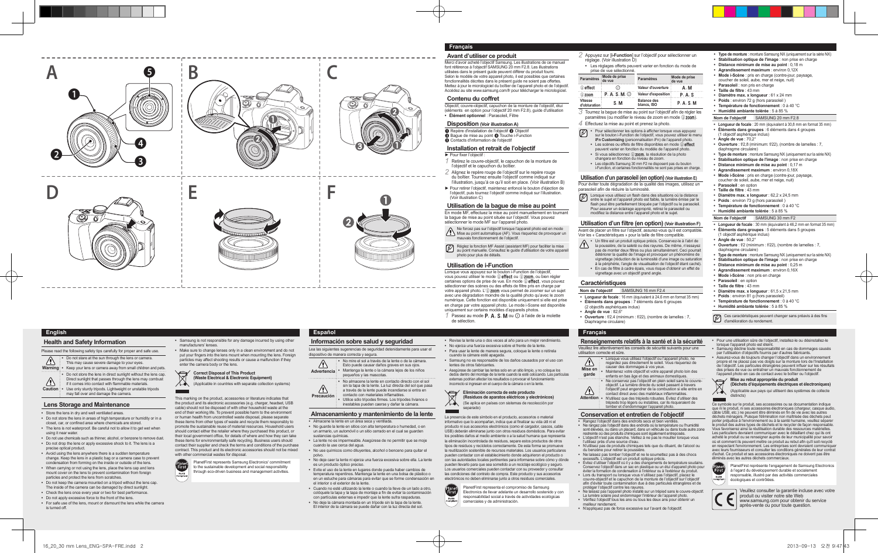A B C D E F

## Français

### Avant d'utiliser ce produit

Merci d'avoir acheté l'objectif Samsung. Les illustrations de ce manuel font référence à l'objectif SAMSUNG 20 mm F2.8. Les illustrations utilisées dans le présent guide peuvent différer du produit fourni. Selon le modèle de votre appareil photo, il est possibles que certaines fonctionnalités décrites dans le présent guide ne soient pas offertes. Mettez à jour le micrologiciel du boîtier de l'appareil photo et de l'objectif. Accédez au site www.samsung.com/fr pour télécharger le micrologiciel.

### Contenu du coffret

Objectif, couvre-objectif, capuchon de la monture de l'objectif, étui (éléments en option pour l'objectif 20 mm F2.8), guide d'utilisation
- **Élément optionnel** : Parasoleil, Filtre

### Disposition (Voir illustration A)

❶ Repère d'installation de l'objectif ❷ Objectif
❸ Bague de mise au point ❹ Touche i-Function
❺ Contacts d'information de l'objectif

### Installation et retrait de l'objectif

► Pour fixer l'objectif :

1. Retirez le couvre-objectif, le capuchon de la monture de l'objectif et le capuchon du boîtier.
2. Alignez le repère rouge de l'objectif sur le repère rouge du boîtier. Tournez ensuite l'objectif comme indiqué sur l'illustration, jusqu'à ce qu'il soit en place. (Voir illustration B)

► Pour retirer l'objectif, maintenez enfoncé le bouton d'éjection de l'objectif, puis tournez l'objectif comme indiqué sur l'illustration. (Voir illustration C)

### Utilisation de la bague de mise au point

En mode MF, effectuez la mise au point manuellement en tournant la bague de mise au point située sur l'objectif. Vous pouvez sélectionner le mode MF sur l'appareil photo.

> Ne forcez pas sur l'objectif lorsque l'appareil photo est en mode Mise au point automatique (AF). Vous risqueriez de provoquer un mauvais fonctionnement de l'objectif.

> Réglez la fonction MF Assist (assistant MF) pour faciliter la mise au point manuelle. Consultez le guide d'utilisation de votre appareil photo pour plus de détails.

### Utilisation de i-Function

Lorsque vous appuyez sur le bouton i-Function de l'objectif, vous pouvez utiliser le mode ⓘ effect ou ⓘ zoom, ou bien régler certaines options de prise de vue. En mode ⓘ effect, vous pouvez sélectionner des scènes ou des effets de filtre pris en charge par votre appareil photo. L'ⓘ zoom vous permet de zoomer sur un sujet avec une dégradation moindre de la qualité photo qu'avec le zoom numérique. Cette fonction est disponible uniquement si elle est prise en charge par votre appareil photo. Le mode i-Scene est disponible uniquement sur certains modèles d'appareils photos.

1. Passez au mode P, A, S, M ou ⓘ à l'aide de la molette de sélection.
2. Appuyez sur [i-Function] sur l'objectif pour sélectionner un réglage. (Voir illustration D)
   - Les réglages offerts peuvent varier en fonction du mode de prise de vue sélectionné.

| Paramètres | Mode de prise de vue | Paramètres | Mode de prise de vue |
|---|---|---|---|
| ⓘ effect | ⓘ | Valeur d'ouverture | A, M |
| ⓘ zoom | P, A, S, M, ⓘ | Valeur d'exposition | P, A, S |
| Vitesse d'obturation | S, M | Balance des blancs, ISO | P, A, S, M |

3. Tournez la bague de mise au point sur l'objectif afin de régler les paramètres (ou modifier le niveau de zoom en mode ⓘ zoom).
4. Effectuez la mise au point et prenez la photo.

> - Pour sélectionner les options à afficher lorsque vous appuyez sur le bouton i-Function de l'objectif, vous pouvez utiliser le menu **iFn Customizing** (personnalisation iFn) de l'appareil photo.
> - Les scènes ou effets de filtre disponibles en mode ⓘ effect peuvent varier en fonction du modèle de l'appareil photo.
> - Si vous sélectionnez ⓘ zoom, la résolution de la photo changera en fonction du niveau de zoom.
> - Les objectifs Samsung 30 mm F2 ne disposent pas du bouton i-Function, et certaines fonctionnalités ne sont pas prises en charge.

### Utilisation d'un parasoleil (en option) (Voir illustration E)

Pour éviter toute dégradation de la qualité des images, utilisez un parasoleil afin de réduire la luminosité.

> Lorsque vous utilisez un flash dans des situations où la distance entre le sujet et l'appareil photo est faible, la lumière émise par le flash peut être partiellement bloquée par l'objectif ou le parasoleil. Pour assurer un éclairage approprié, retirez le parasoleil ou modifiez la distance entre l'appareil photo et le sujet.

### Utilisation d'un filtre (en option) (Voir illustration F)

Avant de placer un filtre sur l'objectif, assurez-vous qu'il est compatible. Voir les « Caractéristiques » pour la taille de filtre compatible.

> - Un filtre est un produit optique précis. Conservez-le à l'abri de la poussière, de la saleté ou des rayures. De même, n'essayez pas de monter deux filtres ou plus simultanément. Ceci pourrait détériorer la qualité de l'image et provoquer un phénomène de vignettage (réduction de la luminosité d'une image ou saturation à la périphérie, l'angle de visualisation de l'objectif étant caché).
> - En cas de filtre à cadre épais, vous risque d'obtenir un effet de vignettage avec un objectif grand angle.

### Caractéristiques

**Nom de l'objectif** SAMSUNG 16 mm F2.4

- **Longueur de focale** : 16 mm (équivalent à 24,6 mm en format 35 mm)
- **Éléments dans groupes** : 7 éléments dans 6 groupes (2 objectifs asphériques inclus)
- **Angle de vue** : 82,6°
- **Ouverture** : f/2.4 (minimum : f/22), (nombre de lamelles : 7, Diaphragme circulaire)
- **Type de monture** : monture Samsung NX (uniquement sur la série NX)
- **Stabilisation optique de l'image** : non prise en charge
- **Distance minimum de mise au point** : 0,18 m
- **Agrandissement maximum** : environ 0,12X
- **Mode i-Scène** : pris en charge (contre-jour, paysage, coucher de soleil, aube, mer et neige, nuit)
- **Parasoleil** : non pris en charge
- **Taille de filtre** : 43 mm
- **Diamètre max. x longueur** : 61 x 24 mm
- **Poids** : environ 72 g (hors parasoleil )
- **Température de fonctionnement** : 0 à 40 °C
- **Humidité ambiante tolérée** : 5 à 85 %

**Nom de l'objectif** SAMSUNG 20 mm F2.8

- **Longueur de focale** : 20 mm (équivalent à 30,8 mm en format 35 mm)
- **Éléments dans groupes** : 6 éléments dans 4 groupes (1 objectif asphérique inclus)
- **Angle de vue** : 70,2°
- **Ouverture** : f/2,8 (minimum: f/22), (nombre de lamelles : 7, diaphragme circulaire)
- **Type de monture** : monture Samsung NX (uniquement sur la série NX)
- **Stabilisation optique de l'image** : non prise en charge
- **Distance minimum de mise au point** : 0,17 m
- **Agrandissement maximum** : environ 0,18X
- **Mode i-Scène** : pris en charge (contre-jour, paysage, coucher de soleil, aube, mer et neige, nuit)
- **Parasoleil** : en option
- **Taille de filtre** : 43 mm
- **Diamètre max. x longueur** : 62,2 x 24,5 mm
- **Poids** : environ 73 g (hors parasoleil )
- **Température de fonctionnement** : 0 à 40 °C
- **Humidité ambiante tolérée** : 5 à 85 %

**Nom de l'objectif** SAMSUNG 30 mm F2

- **Longueur de focale** : 30 mm (équivalent à 46,2 mm en format 35 mm)
- **Éléments dans groupes** : 5 éléments dans 5 groupes (1 objectif asphérique inclus)
- **Angle de vue** : 50,2°
- **Ouverture** : f/2 (minimum : f/22), (nombre de lamelles : 7, diaphragme circulaire)
- **Type de monture** : monture Samsung NX (uniquement sur la série NX)
- **Stabilisation optique de l'image** : non prise en charge
- **Distance minimum de mise au point** : 0,25 m
- **Agrandissement maximum** : environ 0,16X
- **Mode i-Scène** : non pris en charge
- **Parasoleil** : en option
- **Taille de filtre** : 43 mm
- **Diamètre max. x longueur** : 61,5 x 21,5 mm
- **Poids** : environ 81 g (hors parasoleil)
- **Température de fonctionnement** : 0 à 40 °C
- **Humidité ambiante tolérée** : 5 à 85 %

> Ces caractéristiques peuvent changer sans préavis à des fins d'amélioration du rendement.

## English

### Health and Safety Information

Please read the following safety tips carefully for proper and safe use.

**Warning**
- Do not stare at the sun through the lens or camera. This may cause severe damage to your eyes.
- Keep your lens or camera away from small children and pets.

**Caution**
- Do not store the lens in direct sunlight without the lens cap. Direct sunlight that passes through the lens may combust if it comes into contact with flammable materials.
- Use only sturdy tripods. Lightweight or unstable tripods may fall over and damage the camera.

### Lens Storage and Maintenance

- Store the lens in dry and well ventilated areas.
- Do not store the lens in areas of high temperature or high humidity or in a closet, car, or confined area where chemicals are stored.
- The lens is not waterproof. Be careful not to allow it to get wet when using it near water.
- Do not use chemicals such as thinner, alcohol, or benzene to remove dust.
- Do not drop the lens or apply excessive shock to it. The lens is a precise optical product.
- Avoid using the lens anywhere there is a sudden temperature change. Keep the lens in a plastic bag or a camera case to prevent condensation from forming on the inside or outside of the lens.
- When carrying or not using the lens, place the lens cap and lens mount cover on the lens to prevent contamination from foreign particles and protect the lens from scratches.
- Do not keep the camera mounted on a tripod without the lens cap. The inside of the camera can be damaged by direct sunlight.
- Check the lens once every year or two for best performance.
- Do not apply excessive force to the front of the lens.
- For safe use of the lens, mount or dismount the lens while the camera is turned off.
- Samsung is not responsible for any damage incurred by using other manufacturers' lenses.
- Make sure to change lenses only in a clean environment and do not put your fingers into the lens mount when mounting the lens. Foreign particles may affect shooting results or cause a malfunction if they enter the camera body or the lens.

**Correct Disposal of This Product (Waste Electrical & Electronic Equipment)**

(Applicable in countries with separate collection systems)

This marking on the product, accessories or literature indicates that the product and its electronic accessories (e.g. charger, headset, USB cable) should not be disposed of with other household waste at the end of their working life. To prevent possible harm to the environment or human health from uncontrolled waste disposal, please separate these items from other types of waste and recycle them responsibly to promote the sustainable reuse of material resources. Household users should contact either the retailer where they purchased this product, or their local government office, for details of where and how they can take these items for environmentally safe recycling. Business users should contact their supplier and check the terms and conditions of the purchase contract. This product and its electronic accessories should not be mixed with other commercial wastes for disposal.

PlanetFirst represents Samsung Electronics' commitment to the sustainable development and social responsibility through eco-driven business and management activities.

## Español

### Información sobre salud y seguridad

Lea las siguientes sugerencias de seguridad detenidamente para usar el dispositivo de manera correcta y segura.

**Advertencia**
- No mire el sol a través de la lente o de la cámara. Esto puede causar daños graves en sus ojos.
- Mantenga la lente o la cámara lejos de los niños pequeños y las mascotas.

**Precaución**
- No almacene la lente en contacto directo con el sol sin la tapa de la lente. La luz directa del sol que pasa a través de la lente puede incendiarse si entra en contacto con materiales inflamables.
- Utilice sólo trípodes firmes. Los trípodes livianos o inestables pueden caerse y dañar la cámara.

### Almacenamiento y mantenimiento de la lente

- Almacene la lente en un área seca y ventilada.
- No guarde la lente en sitios con alta temperatura o humedad, o en un armario, un automóvil o un sitio cerrado en el cual se guarden sustancias químicas.
- La lente no es impermeable. Asegúrese de no permitir que se moje cuando la use cerca del agua.
- No use químicos como diluyentes, alcohol o benceno para quitar el polvo.
- No deje caer la lente ni ejerza una fuerza excesiva sobre ella. La lente es un producto óptico preciso.
- Evite el uso de la lente en lugares donde pueda haber cambios de temperatura repentinos. Mantenga la lente en una bolsa de plástico o en un estuche para cámaras para evitar que se forme condensación en el interior o el exterior de la lente.
- Cuando no esté utilizando la lente o cuando la lleve de un lado a otro, colóquele la tapa y la tapa de montaje a fin de evitar la contaminación con partículas externas e impedir que la lente sufra raspaduras.
- No deje la cámara montada en un trípode sin la tapa de la lente. El interior de la cámara se puede dañar con la luz directa del sol.
- Revise la lente una o dos veces al año para un mejor rendimiento.
- No ejerza una fuerza excesiva sobre el frente de la lente.
- Para usar la lente de manera segura, coloque la lente o retírela cuando la cámara esté apagada.
- Samsung no es responsable de los daños causados por el uso con lentes de otros fabricantes.
- Asegúrese de cambiar las lentes solo en un sitio limpio, y no coloque los dedos dentro del montaje de la lente cuando la esté colocando. Las partículas externas podrían afectar los resultados o provocar el funcionamiento incorrecto si ingresan en el cuerpo de la cámara o en la lente.

**Eliminación correcta de este producto (Residuos de aparatos eléctricos y electrónicos)**

(Se aplica en países con sistemas de recolección por separado)

La presencia de este símbolo en el producto, accesorios o material informativo que lo acompañan, indica que al finalizar su vida útil ni el producto ni sus accesorios electrónicos (como el cargador, cascos, cable USB) deberán eliminarse junto con otros residuos domésticos. Para evitar los posibles daños al medio ambiente o a la salud humana que representa la eliminación incontrolada de residuos, separe estos productos de otros tipos de residuos y recíclelos correctamente. De esta forma se promueve la reutilización sostenible de recursos materiales. Los usuarios particulares pueden contactar con el establecimiento donde adquirieron el producto o con las autoridades locales pertinentes para informarse sobre cómo y dónde pueden llevarlo para que sea sometido a un reciclaje ecológico y seguro. Los usuarios comerciales pueden contactar con su proveedor y consultar las condiciones del contrato de compra. Este producto y sus accesorios electrónicos no deben eliminarse junto a otros residuos comerciales.

PlanetFirst representa el compromiso de Samsung Electronics de llevar adelante un desarrollo sostenido y con responsabilidad social a través de actividades ecológicas comerciales y de administración.

## Français

### Renseignements relatifs à la santé et à la sécurité

Veuillez lire attentivement les conseils de sécurité suivants pour une utilisation correcte et sûre.

**Mise en garde**
- Lorsque vous utilisez l'objectif ou l'appareil photo, ne regardez pas directement le soleil. Vous risqueriez de causer des dommages à vos yeux.
- Maintenez votre objectif et votre appareil photo loin des enfants en bas âge et des animaux domestiques.

**Attention**
- Ne conservez pas l'objectif en plein soleil sans le couvre-objectif. La lumière directe du soleil passant à travers l'objectif peut engendrer de la combustion si elle entre en contact direct avec des matériaux inflammables.
- N'utilisez que des trépieds robustes. Évitez d'utiliser des trépieds trop légers ou instables, car ils risqueraient de tomber et d'endommager l'appareil photo.

### Conservation et entretien de l'objectif

- Rangez l'objectif dans des endroits secs et bien ventilés.
- Ne rangez pas l'objectif dans des endroits où la température ou l'humidité sont élevées, ou dans un placard, dans un véhicule ou dans toute autre zone restreinte où des produits chimiques sont également entreposés.
- L'objectif n'est pas étanche. Veillez à ne pas le mouiller lorsque vous l'utilisez près d'une source d'eau.
- N'utilisez pas de produits chimiques tels que du diluant, de l'alcool ou du benzène pour retirer la poussière.
- Ne laissez pas tomber l'objectif et ne le soumettez pas à des chocs excessifs. L'objectif est un produit optique précis.
- Évitez d'utiliser l'objectif où il y a des changements de température soudains. Conservez l'objectif dans un sac en plastique ou un étui d'appareil photo pour éviter la formation de condensation à l'intérieur ou à l'extérieur du produit.
- Lors du transport ou lorsque vous n'utilisez pas l'objectif, placez le couvre-objectif et le capuchon de la monture de l'objectif sur l'objectif afin d'éviter toute contamination due à des particules étrangères et de protéger l'objectif contre les rayures.
- Ne laissez pas l'appareil photo installé sur un trépied sans le couvre-objectif. La lumière solaire peut endommager l'intérieur de l'appareil photo.
- Vérifiez l'objectif tous les ans ou tous les deux ans pour obtenir un meilleur rendement.
- N'appliquez pas de force excessive sur l'avant de l'objectif.
- Pour une utilisation sûre de l'objectif, installez-le ou désinstallez-le lorsque l'appareil photo est éteint.
- Samsung décline toute responsabilité en cas de dommages causés par l'utilisation d'objectifs fournis par d'autres fabricants.
- Assurez-vous de toujours changer l'objectif dans un environnement propre et ne placez pas vos doigts sur la monture lors de l'installation de l'objectif. Les particules étrangères peuvent influer sur les résultats des prises de vue ou entraîner un mauvais fonctionnement de l'appareil photo en cas de contact avec le boîtier ou l'objectif.

**Mise au rebut appropriée du produit (Déchets d'équipements électriques et électroniques)**

(Applicable aux pays qui utilisent des systèmes de collecte distincts)

Ce symbole sur le produit, ses accessoires ou sa documentation indique que ni le produit, ni ses accessoires électroniques (chargeur, casque audio, câble USB, etc.) ne peuvent être éliminés en fin de vie avec les autres déchets ménagers. Puisque l'élimination non maîtrisée des déchets peut porter préjudice à l'environnement ou à la santé humaine, veuillez séparer le produit des autres types de déchets et le recycler de façon responsable. Vous favoriserez ainsi la réutilisation durable des ressources matérielles. Les particuliers devraient communiquer avec le détaillant chez qui ils ont acheté le produit ou se renseigner auprès de leur municipalité pour savoir où et comment ils peuvent mettre ce produit au rebut afin qu'il soit recyclé en respectant l'environnement. Les entreprises sont devraient communiquer avec leurs fournisseurs et consulter les conditions générales de leur contrat d'achat. Ce produit et ses accessoires électroniques ne doivent pas être éliminés avec les autres déchets commerciaux.

PlanetFirst représente l'engagement de Samsung Electronics à l'égard du développement durable et socialement responsable, illustré par des activités commerciales écologiques et contrôlées.

Veuillez consulter la garantie incluse avec votre produit ou visiter notre site Web www.samsung.com pour obtenir du service après-vente ou pour toute question.